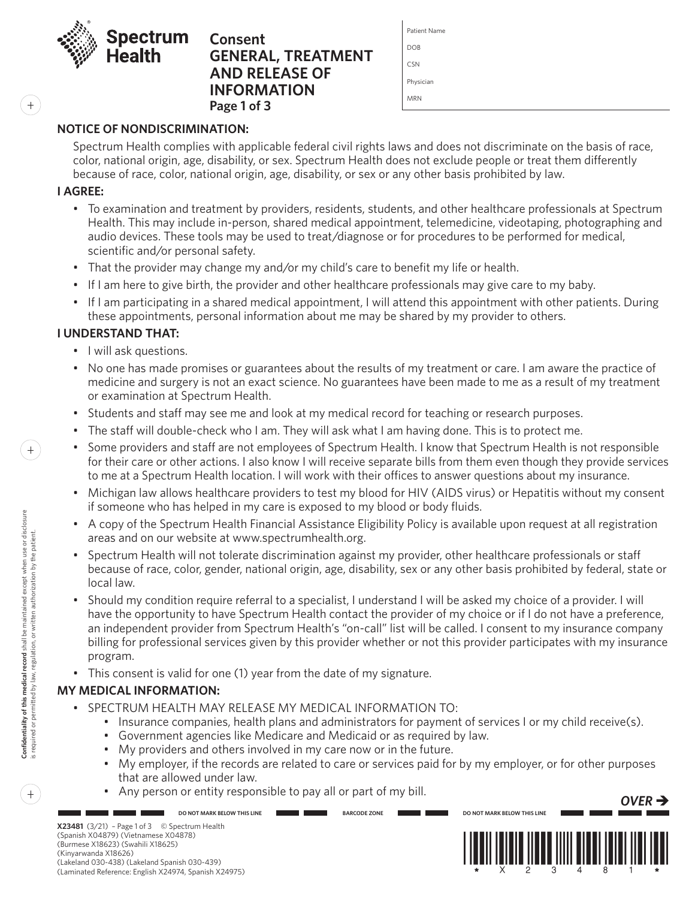# Spectrum Health

## Consent GENERAL, TREATMENT AND RELEASE OF INFORMATION

Patient Name

DOB

CSN

Physician

MRN

### NOTICE OF NONDISCRIMINATION:

Spectrum Health complies with applicable federal civil rights laws and does not discriminate on the basis of race, color, national origin, age, disability, or sex. Spectrum Health does not exclude people or treat them differently because of race, color, national origin, age, disability, or sex or any other basis prohibited by law.

### I AGREE:

- To examination and treatment by providers, residents, students, and other healthcare professionals at Spectrum Health. This may include in-person, shared medical appointment, telemedicine, videotaping, photographing and audio devices. These tools may be used to treat/diagnose or for procedures to be performed for medical, scientific and/or personal safety.
- That the provider may change my and/or my child's care to benefit my life or health.
- If I am here to give birth, the provider and other healthcare professionals may give care to my baby.
- If I am participating in a shared medical appointment, I will attend this appointment with other patients. During these appointments, personal information about me may be shared by my provider to others.

### I UNDERSTAND THAT:

- I will ask questions.
- No one has made promises or guarantees about the results of my treatment or care. I am aware the practice of medicine and surgery is not an exact science. No guarantees have been made to me as a result of my treatment or examination at Spectrum Health.
- Students and staff may see me and look at my medical record for teaching or research purposes.
- The staff will double-check who I am. They will ask what I am having done. This is to protect me.
- Some providers and staff are not employees of Spectrum Health. I know that Spectrum Health is not responsible for their care or other actions. I also know I will receive separate bills from them even though they provide services to me at a Spectrum Health location. I will work with their offices to answer questions about my insurance.
- Michigan law allows healthcare providers to test my blood for HIV (AIDS virus) or Hepatitis without my consent if someone who has helped in my care is exposed to my blood or body fluids.
- A copy of the Spectrum Health Financial Assistance Eligibility Policy is available upon request at all registration areas and on our website at www.spectrumhealth.org.
- Spectrum Health will not tolerate discrimination against my provider, other healthcare professionals or staff because of race, color, gender, national origin, age, disability, sex or any other basis prohibited by federal, state or local law.
- Should my condition require referral to a specialist, I understand I will be asked my choice of a provider. I will have the opportunity to have Spectrum Health contact the provider of my choice or if I do not have a preference, an independent provider from Spectrum Health's "on-call" list will be called. I consent to my insurance company billing for professional services given by this provider whether or not this provider participates with my insurance program.
- This consent is valid for one (1) year from the date of my signature.

### MY MEDICAL INFORMATION:

- SPECTRUM HEALTH MAY RELEASE MY MEDICAL INFORMATION TO:
  - Insurance companies, health plans and administrators for payment of services I or my child receive(s).
  - Government agencies like Medicare and Medicaid or as required by law.
  - My providers and others involved in my care now or in the future.
  - My employer, if the records are related to care or services paid for by my employer, or for other purposes that are allowed under law.
  - Any person or entity responsible to pay all or part of my bill.

**OVER ➔**

**Confidentiality of this medical record** shall be maintained except when use or disclosure is required or permitted by law, regulation, or written authorization by the patient.

DO NOT MARK BELOW THIS LINE — BARCODE ZONE — DO NOT MARK BELOW THIS LINE

**X23481** (3/21) – Page 1 of 3 © Spectrum Health
(Spanish X04879) (Vietnamese X04878)
(Burmese X18623) (Swahili X18625)
(Kinyarwanda X18626)
(Lakeland 030-438) (Lakeland Spanish 030-439)
(Laminated Reference: English X24974, Spanish X24975)

\* X 2 3 4 8 1 \*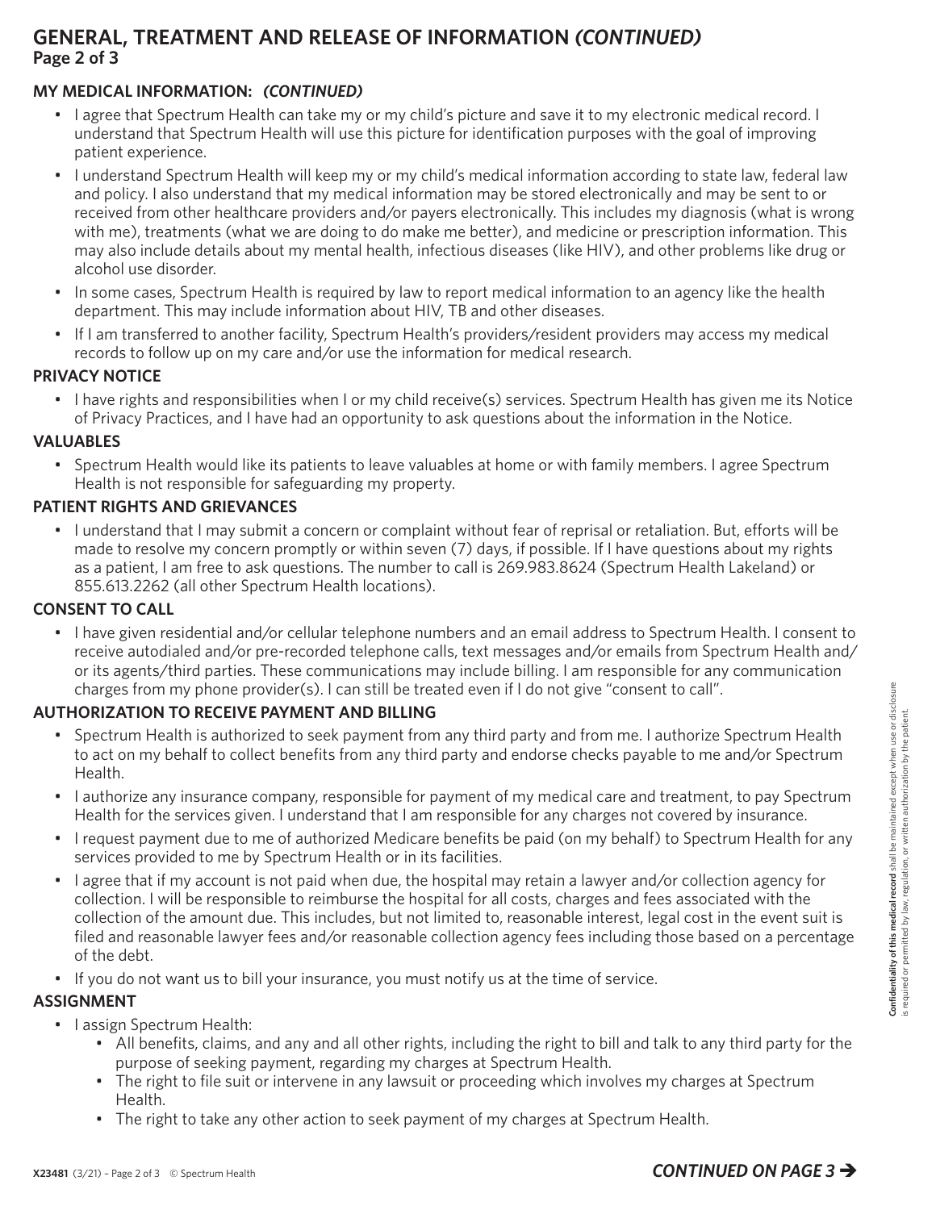## GENERAL, TREATMENT AND RELEASE OF INFORMATION *(CONTINUED)*

### MY MEDICAL INFORMATION: *(CONTINUED)*

- I agree that Spectrum Health can take my or my child's picture and save it to my electronic medical record. I understand that Spectrum Health will use this picture for identification purposes with the goal of improving patient experience.
- I understand Spectrum Health will keep my or my child's medical information according to state law, federal law and policy. I also understand that my medical information may be stored electronically and may be sent to or received from other healthcare providers and/or payers electronically. This includes my diagnosis (what is wrong with me), treatments (what we are doing to do make me better), and medicine or prescription information. This may also include details about my mental health, infectious diseases (like HIV), and other problems like drug or alcohol use disorder.
- In some cases, Spectrum Health is required by law to report medical information to an agency like the health department. This may include information about HIV, TB and other diseases.
- If I am transferred to another facility, Spectrum Health's providers/resident providers may access my medical records to follow up on my care and/or use the information for medical research.

### PRIVACY NOTICE

- I have rights and responsibilities when I or my child receive(s) services. Spectrum Health has given me its Notice of Privacy Practices, and I have had an opportunity to ask questions about the information in the Notice.

### VALUABLES

- Spectrum Health would like its patients to leave valuables at home or with family members. I agree Spectrum Health is not responsible for safeguarding my property.

### PATIENT RIGHTS AND GRIEVANCES

- I understand that I may submit a concern or complaint without fear of reprisal or retaliation. But, efforts will be made to resolve my concern promptly or within seven (7) days, if possible. If I have questions about my rights as a patient, I am free to ask questions. The number to call is 269.983.8624 (Spectrum Health Lakeland) or 855.613.2262 (all other Spectrum Health locations).

### CONSENT TO CALL

- I have given residential and/or cellular telephone numbers and an email address to Spectrum Health. I consent to receive autodialed and/or pre-recorded telephone calls, text messages and/or emails from Spectrum Health and/or its agents/third parties. These communications may include billing. I am responsible for any communication charges from my phone provider(s). I can still be treated even if I do not give "consent to call".

### AUTHORIZATION TO RECEIVE PAYMENT AND BILLING

- Spectrum Health is authorized to seek payment from any third party and from me. I authorize Spectrum Health to act on my behalf to collect benefits from any third party and endorse checks payable to me and/or Spectrum Health.
- I authorize any insurance company, responsible for payment of my medical care and treatment, to pay Spectrum Health for the services given. I understand that I am responsible for any charges not covered by insurance.
- I request payment due to me of authorized Medicare benefits be paid (on my behalf) to Spectrum Health for any services provided to me by Spectrum Health or in its facilities.
- I agree that if my account is not paid when due, the hospital may retain a lawyer and/or collection agency for collection. I will be responsible to reimburse the hospital for all costs, charges and fees associated with the collection of the amount due. This includes, but not limited to, reasonable interest, legal cost in the event suit is filed and reasonable lawyer fees and/or reasonable collection agency fees including those based on a percentage of the debt.
- If you do not want us to bill your insurance, you must notify us at the time of service.

### ASSIGNMENT

- I assign Spectrum Health:
  - All benefits, claims, and any and all other rights, including the right to bill and talk to any third party for the purpose of seeking payment, regarding my charges at Spectrum Health.
  - The right to file suit or intervene in any lawsuit or proceeding which involves my charges at Spectrum Health.
  - The right to take any other action to seek payment of my charges at Spectrum Health.

**Confidentiality of this medical record** shall be maintained except when use or disclosure is required or permitted by law, regulation, or written authorization by the patient.

X23481 (3/21) – Page 2 of 3 © Spectrum Health

*CONTINUED ON PAGE 3 ➔*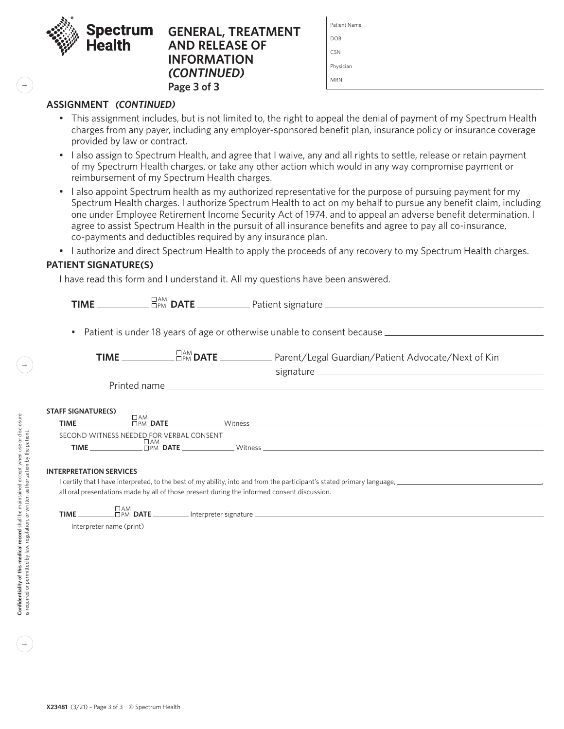# GENERAL, TREATMENT AND RELEASE OF INFORMATION *(CONTINUED)*

Patient Name

DOB

CSN

Physician

MRN

## ASSIGNMENT *(CONTINUED)*

- This assignment includes, but is not limited to, the right to appeal the denial of payment of my Spectrum Health charges from any payer, including any employer-sponsored benefit plan, insurance policy or insurance coverage provided by law or contract.
- I also assign to Spectrum Health, and agree that I waive, any and all rights to settle, release or retain payment of my Spectrum Health charges, or take any other action which would in any way compromise payment or reimbursement of my Spectrum Health charges.
- I also appoint Spectrum health as my authorized representative for the purpose of pursuing payment for my Spectrum Health charges. I authorize Spectrum Health to act on my behalf to pursue any benefit claim, including one under Employee Retirement Income Security Act of 1974, and to appeal an adverse benefit determination. I agree to assist Spectrum Health in the pursuit of all insurance benefits and agree to pay all co-insurance, co-payments and deductibles required by any insurance plan.
- I authorize and direct Spectrum Health to apply the proceeds of any recovery to my Spectrum Health charges.

## PATIENT SIGNATURE(S)

I have read this form and I understand it. All my questions have been answered.

**TIME** __________ ☐AM ☐PM **DATE** __________ Patient signature ______________________________

- Patient is under 18 years of age or otherwise unable to consent because ______________________________

**TIME** __________ ☐AM ☐PM **DATE** __________ Parent/Legal Guardian/Patient Advocate/Next of Kin signature ______________________________

Printed name ______________________________

**STAFF SIGNATURE(S)**

**TIME** __________ ☐AM ☐PM **DATE** __________ Witness ______________________________

SECOND WITNESS NEEDED FOR VERBAL CONSENT

**TIME** __________ ☐AM ☐PM **DATE** __________ Witness ______________________________

**INTERPRETATION SERVICES**

I certify that I have interpreted, to the best of my ability, into and from the participant's stated primary language, ______________________________, all oral presentations made by all of those present during the informed consent discussion.

**TIME** __________ ☐AM ☐PM **DATE** __________ Interpreter signature ______________________________

Interpreter name (print) ______________________________

**Confidentiality of this medical record** shall be maintained except when use or disclosure is required or permitted by law, regulation, or written authorization by the patient.

**X23481** (3/21) © Spectrum Health